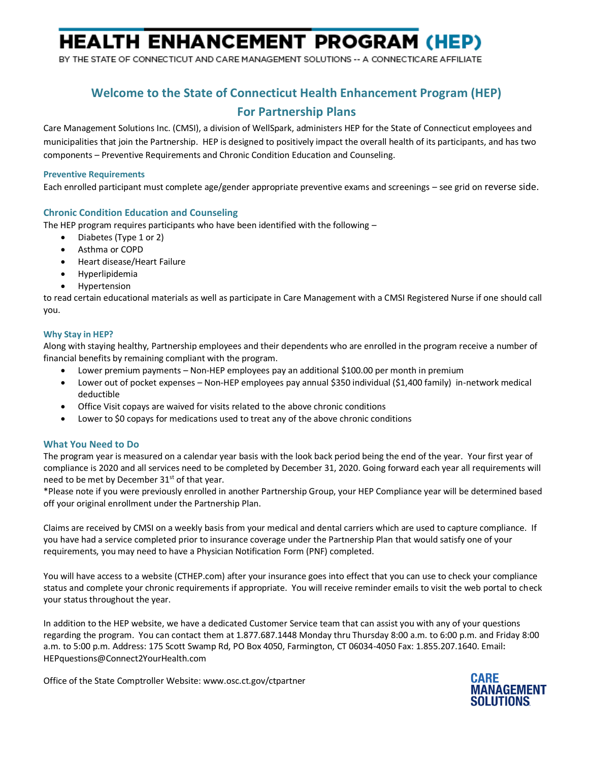# HEALTH ENHANCEMENT PROGRAM (HEP)

BY THE STATE OF CONNECTICUT AND CARE MANAGEMENT SOLUTIONS -- A CONNECTICARE AFFILIATE

## Welcome to the State of Connecticut Health Enhancement Program (HEP) For Partnership Plans

Care Management Solutions Inc. (CMSI), a division of WellSpark, administers HEP for the State of Connecticut employees and municipalities that join the Partnership. HEP is designed to positively impact the overall health of its participants, and has two components – Preventive Requirements and Chronic Condition Education and Counseling.

### Preventive Requirements

Each enrolled participant must complete age/gender appropriate preventive exams and screenings – see grid on reverse side.

### Chronic Condition Education and Counseling

The HEP program requires participants who have been identified with the following –

- Diabetes (Type 1 or 2)
- Asthma or COPD
- Heart disease/Heart Failure
- Hyperlipidemia
- Hypertension

to read certain educational materials as well as participate in Care Management with a CMSI Registered Nurse if one should call you.

### Why Stay in HEP?

Along with staying healthy, Partnership employees and their dependents who are enrolled in the program receive a number of financial benefits by remaining compliant with the program.

- Lower premium payments – Non-HEP employees pay an additional $100.00 per month in premium
- Lower out of pocket expenses – Non-HEP employees pay annual $350 individual ($1,400 family) in-network medical deductible
- Office Visit copays are waived for visits related to the above chronic conditions
- Lower to $0 copays for medications used to treat any of the above chronic conditions

### What You Need to Do

The program year is measured on a calendar year basis with the look back period being the end of the year. Your first year of compliance is 2020 and all services need to be completed by December 31, 2020. Going forward each year all requirements will need to be met by December 31st of that year.

*Please note if you were previously enrolled in another Partnership Group, your HEP Compliance year will be determined based off your original enrollment under the Partnership Plan.

Claims are received by CMSI on a weekly basis from your medical and dental carriers which are used to capture compliance. If you have had a service completed prior to insurance coverage under the Partnership Plan that would satisfy one of your requirements, you may need to have a Physician Notification Form (PNF) completed.

You will have access to a website (CTHEP.com) after your insurance goes into effect that you can use to check your compliance status and complete your chronic requirements if appropriate. You will receive reminder emails to visit the web portal to check your status throughout the year.

In addition to the HEP website, we have a dedicated Customer Service team that can assist you with any of your questions regarding the program. You can contact them at 1.877.687.1448 Monday thru Thursday 8:00 a.m. to 6:00 p.m. and Friday 8:00 a.m. to 5:00 p.m. Address: 175 Scott Swamp Rd, PO Box 4050, Farmington, CT 06034-4050 Fax: 1.855.207.1640. Email: HEPquestions@Connect2YourHealth.com

Office of the State Comptroller Website: www.osc.ct.gov/ctpartner

CARE MANAGEMENT SOLUTIONS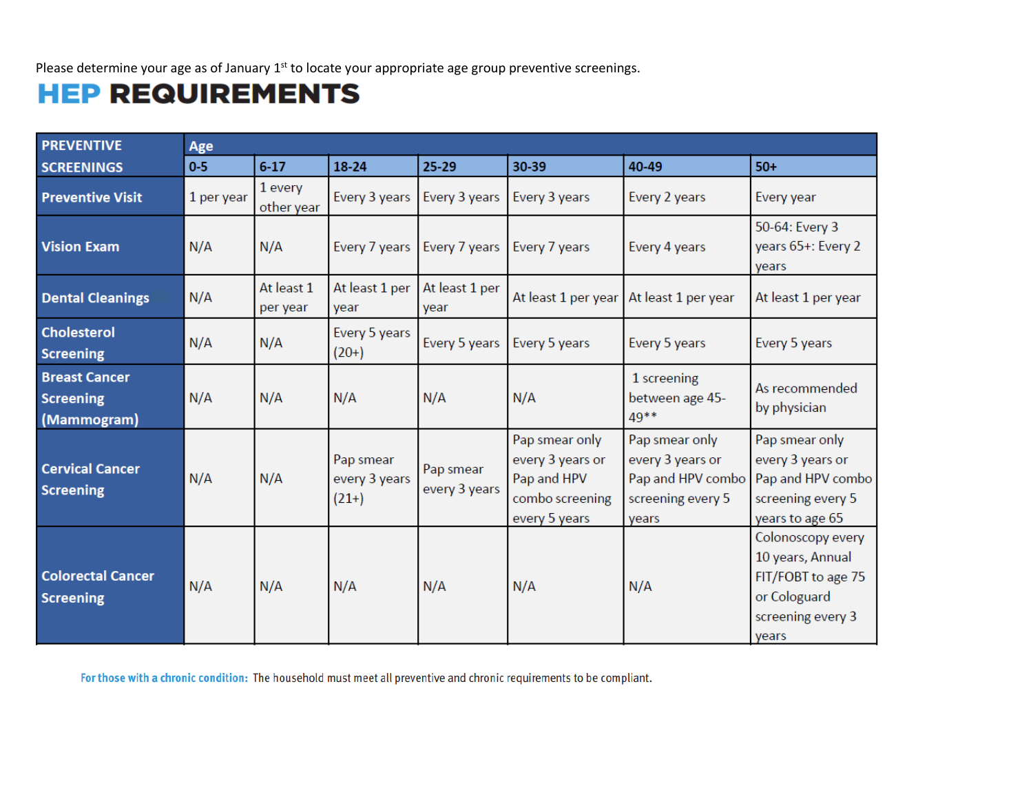Please determine your age as of January 1st to locate your appropriate age group preventive screenings.

# HEP REQUIREMENTS

| PREVENTIVE SCREENINGS | Age | | | | | | |
|---|---|---|---|---|---|---|---|
| | 0-5 | 6-17 | 18-24 | 25-29 | 30-39 | 40-49 | 50+ |
| **Preventive Visit** | 1 per year | 1 every other year | Every 3 years | Every 3 years | Every 3 years | Every 2 years | Every year |
| **Vision Exam** | N/A | N/A | Every 7 years | Every 7 years | Every 7 years | Every 4 years | 50-64: Every 3 years 65+: Every 2 years |
| **Dental Cleanings** | N/A | At least 1 per year | At least 1 per year | At least 1 per year | At least 1 per year | At least 1 per year | At least 1 per year |
| **Cholesterol Screening** | N/A | N/A | Every 5 years (20+) | Every 5 years | Every 5 years | Every 5 years | Every 5 years |
| **Breast Cancer Screening (Mammogram)** | N/A | N/A | N/A | N/A | N/A | 1 screening between age 45-49** | As recommended by physician |
| **Cervical Cancer Screening** | N/A | N/A | Pap smear every 3 years (21+) | Pap smear every 3 years | Pap smear only every 3 years or Pap and HPV combo screening every 5 years | Pap smear only every 3 years or Pap and HPV combo screening every 5 years | Pap smear only every 3 years or Pap and HPV combo screening every 5 years to age 65 |
| **Colorectal Cancer Screening** | N/A | N/A | N/A | N/A | N/A | N/A | Colonoscopy every 10 years, Annual FIT/FOBT to age 75 or Cologuard screening every 3 years |

**For those with a chronic condition:** The household must meet all preventive and chronic requirements to be compliant.